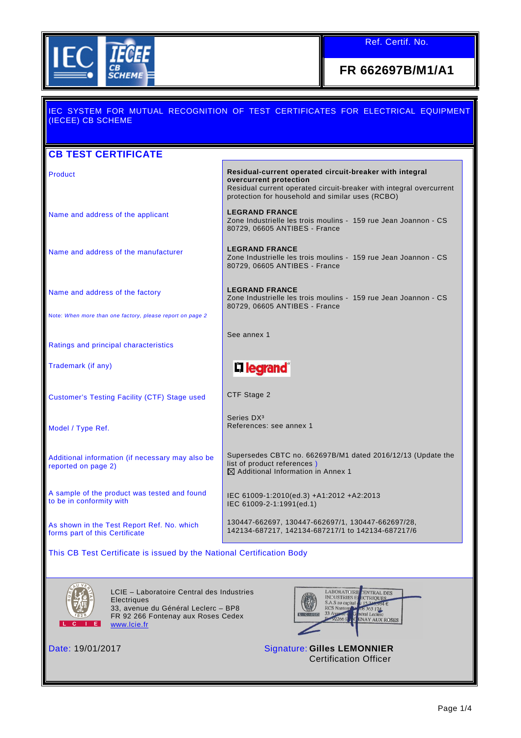Ref. Certif. No.

**FR 662697B/M1/A1**

IEC SYSTEM FOR MUTUAL RECOGNITION OF TEST CERTIFICATES FOR ELECTRICAL EQUIPMENT (IECEE) CB SCHEME

## CB TEST CERTIFICATE

| | |
|---|---|
| Product | **Residual-current operated circuit-breaker with integral overcurrent protection**<br>Residual current operated circuit-breaker with integral overcurrent protection for household and similar uses (RCBO) |
| Name and address of the applicant | **LEGRAND FRANCE**<br>Zone Industrielle les trois moulins - 159 rue Jean Joannon - CS 80729, 06605 ANTIBES - France |
| Name and address of the manufacturer | **LEGRAND FRANCE**<br>Zone Industrielle les trois moulins - 159 rue Jean Joannon - CS 80729, 06605 ANTIBES - France |
| Name and address of the factory<br><br>Note: *When more than one factory, please report on page 2* | **LEGRAND FRANCE**<br>Zone Industrielle les trois moulins - 159 rue Jean Joannon - CS 80729, 06605 ANTIBES - France |
| Ratings and principal characteristics | See annex 1 |
| Trademark (if any) | legrand |
| Customer's Testing Facility (CTF) Stage used | CTF Stage 2 |
| Model / Type Ref. | Series DX³<br>References: see annex 1 |
| Additional information (if necessary may also be reported on page 2) | Supersedes CBTC no. 662697B/M1 dated 2016/12/13 (Update the list of product references )<br>☒ Additional Information in Annex 1 |
| A sample of the product was tested and found to be in conformity with | IEC 61009-1:2010(ed.3) +A1:2012 +A2:2013<br>IEC 61009-2-1:1991(ed.1) |
| As shown in the Test Report Ref. No. which forms part of this Certificate | 130447-662697, 130447-662697/1, 130447-662697/28, 142134-687217, 142134-687217/1 to 142134-687217/6 |

This CB Test Certificate is issued by the National Certification Body

LCIE – Laboratoire Central des Industries Electriques
33, avenue du Général Leclerc – BP8
FR 92 266 Fontenay aux Roses Cedex
www.lcie.fr

LABORATOIRE CENTRAL DES INDUSTRIES ELECTRIQUES
S.A.S au capital de 15 745 984 €
RCS Nanterre B 408 363 174
33 Avenue du Général Leclerc
F 92266 FONTENAY AUX ROSES

Date: 19/01/2017

Signature: **Gilles LEMONNIER**
Certification Officer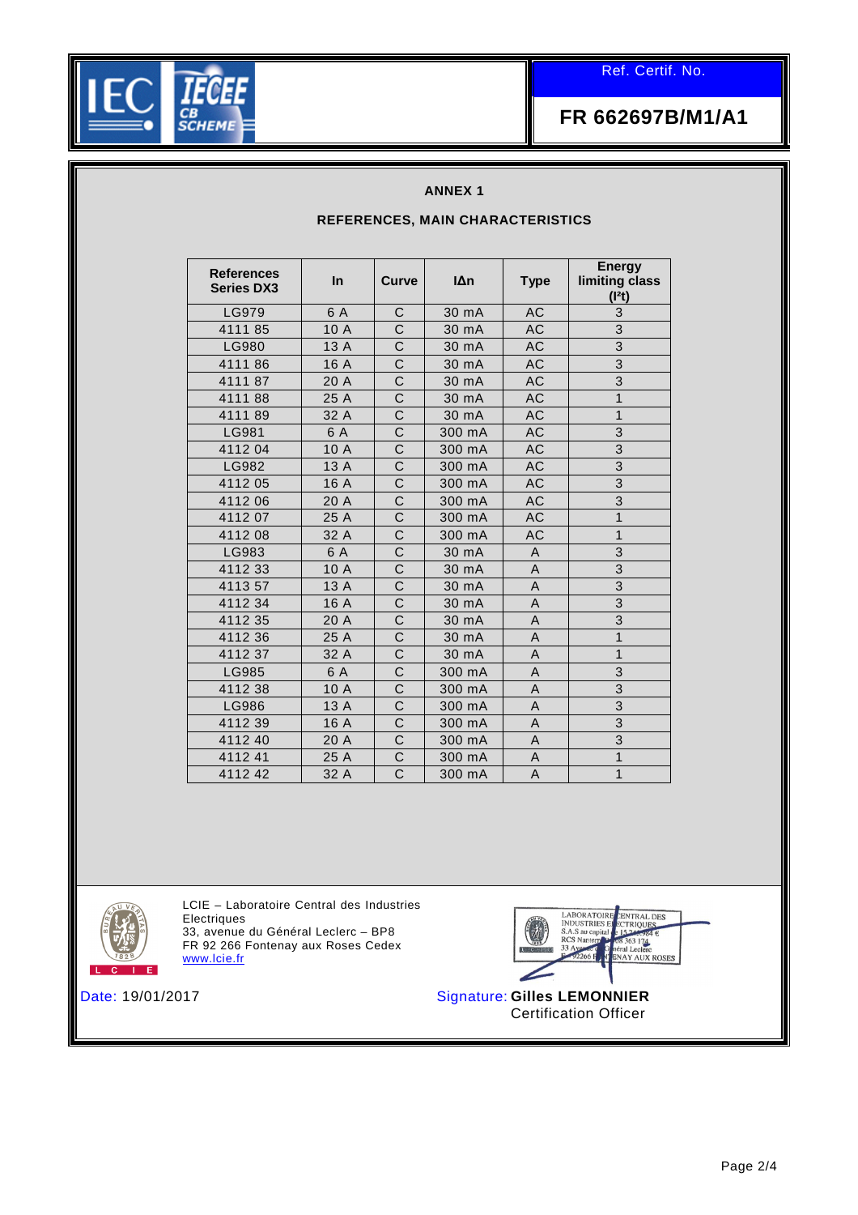Ref. Certif. No.

**FR 662697B/M1/A1**

## ANNEX 1

### REFERENCES, MAIN CHARACTERISTICS

| References Series DX3 | In | Curve | IΔn | Type | Energy limiting class ($I^2t$) |
|---|---|---|---|---|---|
| LG979 | 6 A | C | 30 mA | AC | 3 |
| 4111 85 | 10 A | C | 30 mA | AC | 3 |
| LG980 | 13 A | C | 30 mA | AC | 3 |
| 4111 86 | 16 A | C | 30 mA | AC | 3 |
| 4111 87 | 20 A | C | 30 mA | AC | 3 |
| 4111 88 | 25 A | C | 30 mA | AC | 1 |
| 4111 89 | 32 A | C | 30 mA | AC | 1 |
| LG981 | 6 A | C | 300 mA | AC | 3 |
| 4112 04 | 10 A | C | 300 mA | AC | 3 |
| LG982 | 13 A | C | 300 mA | AC | 3 |
| 4112 05 | 16 A | C | 300 mA | AC | 3 |
| 4112 06 | 20 A | C | 300 mA | AC | 3 |
| 4112 07 | 25 A | C | 300 mA | AC | 1 |
| 4112 08 | 32 A | C | 300 mA | AC | 1 |
| LG983 | 6 A | C | 30 mA | A | 3 |
| 4112 33 | 10 A | C | 30 mA | A | 3 |
| 4113 57 | 13 A | C | 30 mA | A | 3 |
| 4112 34 | 16 A | C | 30 mA | A | 3 |
| 4112 35 | 20 A | C | 30 mA | A | 3 |
| 4112 36 | 25 A | C | 30 mA | A | 1 |
| 4112 37 | 32 A | C | 30 mA | A | 1 |
| LG985 | 6 A | C | 300 mA | A | 3 |
| 4112 38 | 10 A | C | 300 mA | A | 3 |
| LG986 | 13 A | C | 300 mA | A | 3 |
| 4112 39 | 16 A | C | 300 mA | A | 3 |
| 4112 40 | 20 A | C | 300 mA | A | 3 |
| 4112 41 | 25 A | C | 300 mA | A | 1 |
| 4112 42 | 32 A | C | 300 mA | A | 1 |

LCIE – Laboratoire Central des Industries Electriques
33, avenue du Général Leclerc – BP8
FR 92 266 Fontenay aux Roses Cedex
www.lcie.fr

Date: 19/01/2017

Signature: **Gilles LEMONNIER**
Certification Officer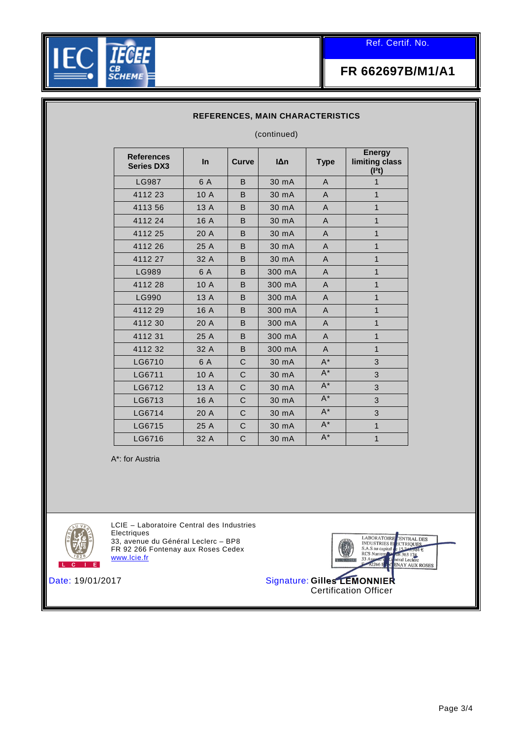Ref. Certif. No.

**FR 662697B/M1/A1**

## REFERENCES, MAIN CHARACTERISTICS

(continued)

| References Series DX3 | In | Curve | IΔn | Type | Energy limiting class ($I^2t$) |
|---|---|---|---|---|---|
| LG987 | 6 A | B | 30 mA | A | 1 |
| 4112 23 | 10 A | B | 30 mA | A | 1 |
| 4113 56 | 13 A | B | 30 mA | A | 1 |
| 4112 24 | 16 A | B | 30 mA | A | 1 |
| 4112 25 | 20 A | B | 30 mA | A | 1 |
| 4112 26 | 25 A | B | 30 mA | A | 1 |
| 4112 27 | 32 A | B | 30 mA | A | 1 |
| LG989 | 6 A | B | 300 mA | A | 1 |
| 4112 28 | 10 A | B | 300 mA | A | 1 |
| LG990 | 13 A | B | 300 mA | A | 1 |
| 4112 29 | 16 A | B | 300 mA | A | 1 |
| 4112 30 | 20 A | B | 300 mA | A | 1 |
| 4112 31 | 25 A | B | 300 mA | A | 1 |
| 4112 32 | 32 A | B | 300 mA | A | 1 |
| LG6710 | 6 A | C | 30 mA | A* | 3 |
| LG6711 | 10 A | C | 30 mA | A* | 3 |
| LG6712 | 13 A | C | 30 mA | A* | 3 |
| LG6713 | 16 A | C | 30 mA | A* | 3 |
| LG6714 | 20 A | C | 30 mA | A* | 3 |
| LG6715 | 25 A | C | 30 mA | A* | 1 |
| LG6716 | 32 A | C | 30 mA | A* | 1 |

A*: for Austria

LCIE – Laboratoire Central des Industries Electriques
33, avenue du Général Leclerc – BP8
FR 92 266 Fontenay aux Roses Cedex
www.lcie.fr

Date: 19/01/2017

Signature: **Gilles LEMONNIER**
Certification Officer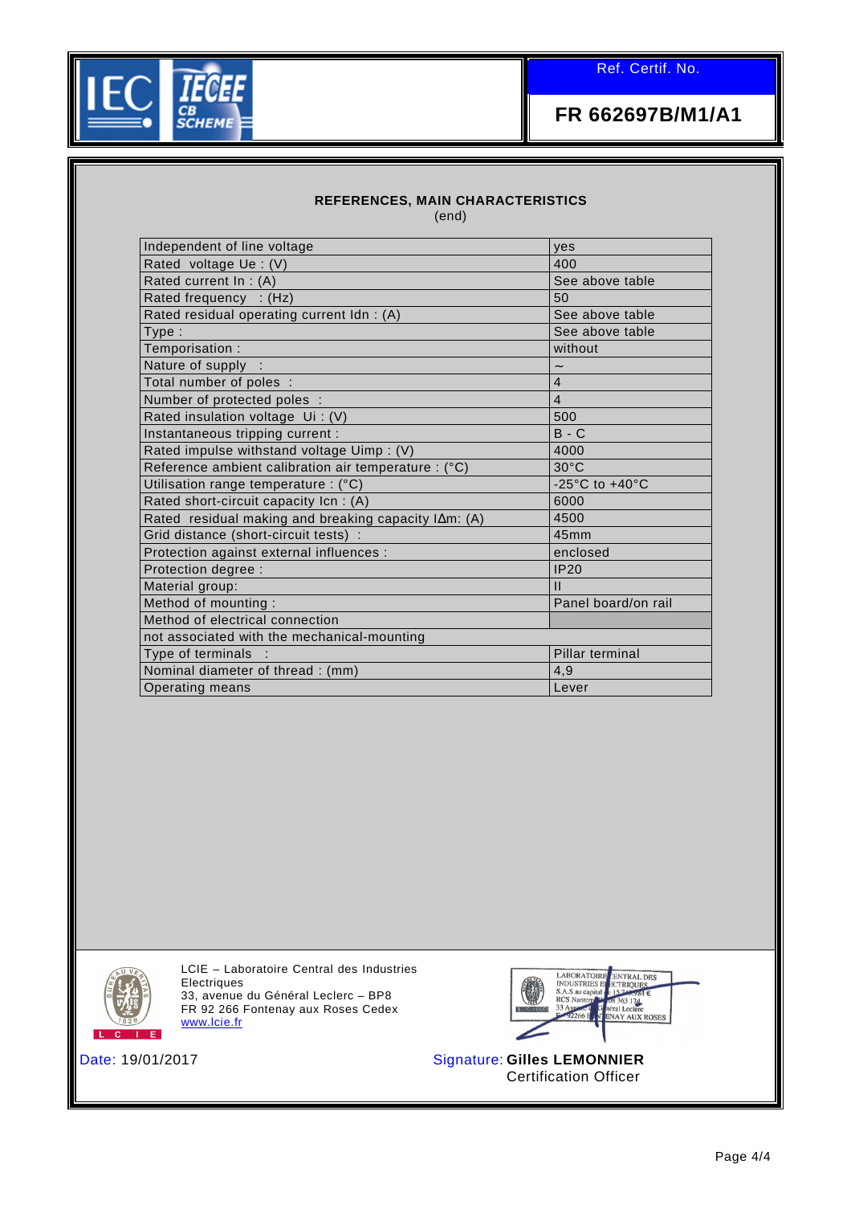Ref. Certif. No.

**FR 662697B/M1/A1**

**REFERENCES, MAIN CHARACTERISTICS**
(end)

| | |
|---|---|
| Independent of line voltage | yes |
| Rated voltage Ue : (V) | 400 |
| Rated current In : (A) | See above table |
| Rated frequency : (Hz) | 50 |
| Rated residual operating current Idn : (A) | See above table |
| Type : | See above table |
| Temporisation : | without |
| Nature of supply : | ~ |
| Total number of poles : | 4 |
| Number of protected poles : | 4 |
| Rated insulation voltage Ui : (V) | 500 |
| Instantaneous tripping current : | B - C |
| Rated impulse withstand voltage Uimp : (V) | 4000 |
| Reference ambient calibration air temperature : (°C) | 30°C |
| Utilisation range temperature : (°C) | -25°C to +40°C |
| Rated short-circuit capacity Icn : (A) | 6000 |
| Rated residual making and breaking capacity IΔm: (A) | 4500 |
| Grid distance (short-circuit tests) : | 45mm |
| Protection against external influences : | enclosed |
| Protection degree : | IP20 |
| Material group: | II |
| Method of mounting : | Panel board/on rail |
| Method of electrical connection | |
| not associated with the mechanical-mounting | |
| Type of terminals : | Pillar terminal |
| Nominal diameter of thread : (mm) | 4,9 |
| Operating means | Lever |

LCIE – Laboratoire Central des Industries Electriques
33, avenue du Général Leclerc – BP8
FR 92 266 Fontenay aux Roses Cedex
www.lcie.fr

Date: 19/01/2017

Signature: **Gilles LEMONNIER**
Certification Officer